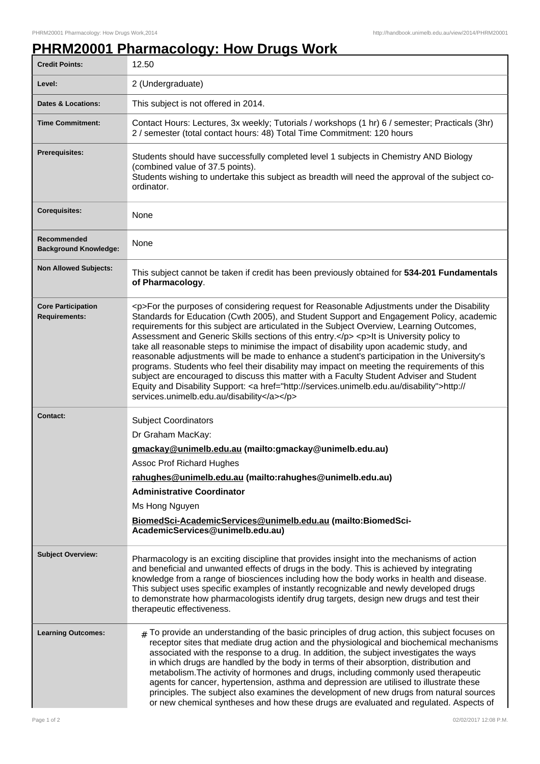# PHRM20001 Pharmacology: How Drugs Work

| | |
|---|---|
| **Credit Points:** | 12.50 |
| **Level:** | 2 (Undergraduate) |
| **Dates & Locations:** | This subject is not offered in 2014. |
| **Time Commitment:** | Contact Hours: Lectures, 3x weekly; Tutorials / workshops (1 hr) 6 / semester; Practicals (3hr) 2 / semester (total contact hours: 48) Total Time Commitment: 120 hours |
| **Prerequisites:** | Students should have successfully completed level 1 subjects in Chemistry AND Biology (combined value of 37.5 points).<br>Students wishing to undertake this subject as breadth will need the approval of the subject co-ordinator. |
| **Corequisites:** | None |
| **Recommended Background Knowledge:** | None |
| **Non Allowed Subjects:** | This subject cannot be taken if credit has been previously obtained for **534-201 Fundamentals of Pharmacology**. |
| **Core Participation Requirements:** | <p>For the purposes of considering request for Reasonable Adjustments under the Disability Standards for Education (Cwth 2005), and Student Support and Engagement Policy, academic requirements for this subject are articulated in the Subject Overview, Learning Outcomes, Assessment and Generic Skills sections of this entry.</p> <p>It is University policy to take all reasonable steps to minimise the impact of disability upon academic study, and reasonable adjustments will be made to enhance a student's participation in the University's programs. Students who feel their disability may impact on meeting the requirements of this subject are encouraged to discuss this matter with a Faculty Student Adviser and Student Equity and Disability Support: <a href="http://services.unimelb.edu.au/disability">http://services.unimelb.edu.au/disability</a></p> |
| **Contact:** | Subject Coordinators<br>Dr Graham MacKay:<br>**gmackay@unimelb.edu.au (mailto:gmackay@unimelb.edu.au)**<br>Assoc Prof Richard Hughes<br>**rahughes@unimelb.edu.au (mailto:rahughes@unimelb.edu.au)**<br>**Administrative Coordinator**<br>Ms Hong Nguyen<br>**BiomedSci-AcademicServices@unimelb.edu.au (mailto:BiomedSci-AcademicServices@unimelb.edu.au)** |
| **Subject Overview:** | Pharmacology is an exciting discipline that provides insight into the mechanisms of action and beneficial and unwanted effects of drugs in the body. This is achieved by integrating knowledge from a range of biosciences including how the body works in health and disease. This subject uses specific examples of instantly recognizable and newly developed drugs to demonstrate how pharmacologists identify drug targets, design new drugs and test their therapeutic effectiveness. |
| **Learning Outcomes:** | # To provide an understanding of the basic principles of drug action, this subject focuses on receptor sites that mediate drug action and the physiological and biochemical mechanisms associated with the response to a drug. In addition, the subject investigates the ways in which drugs are handled by the body in terms of their absorption, distribution and metabolism.The activity of hormones and drugs, including commonly used therapeutic agents for cancer, hypertension, asthma and depression are utilised to illustrate these principles. The subject also examines the development of new drugs from natural sources or new chemical syntheses and how these drugs are evaluated and regulated. Aspects of |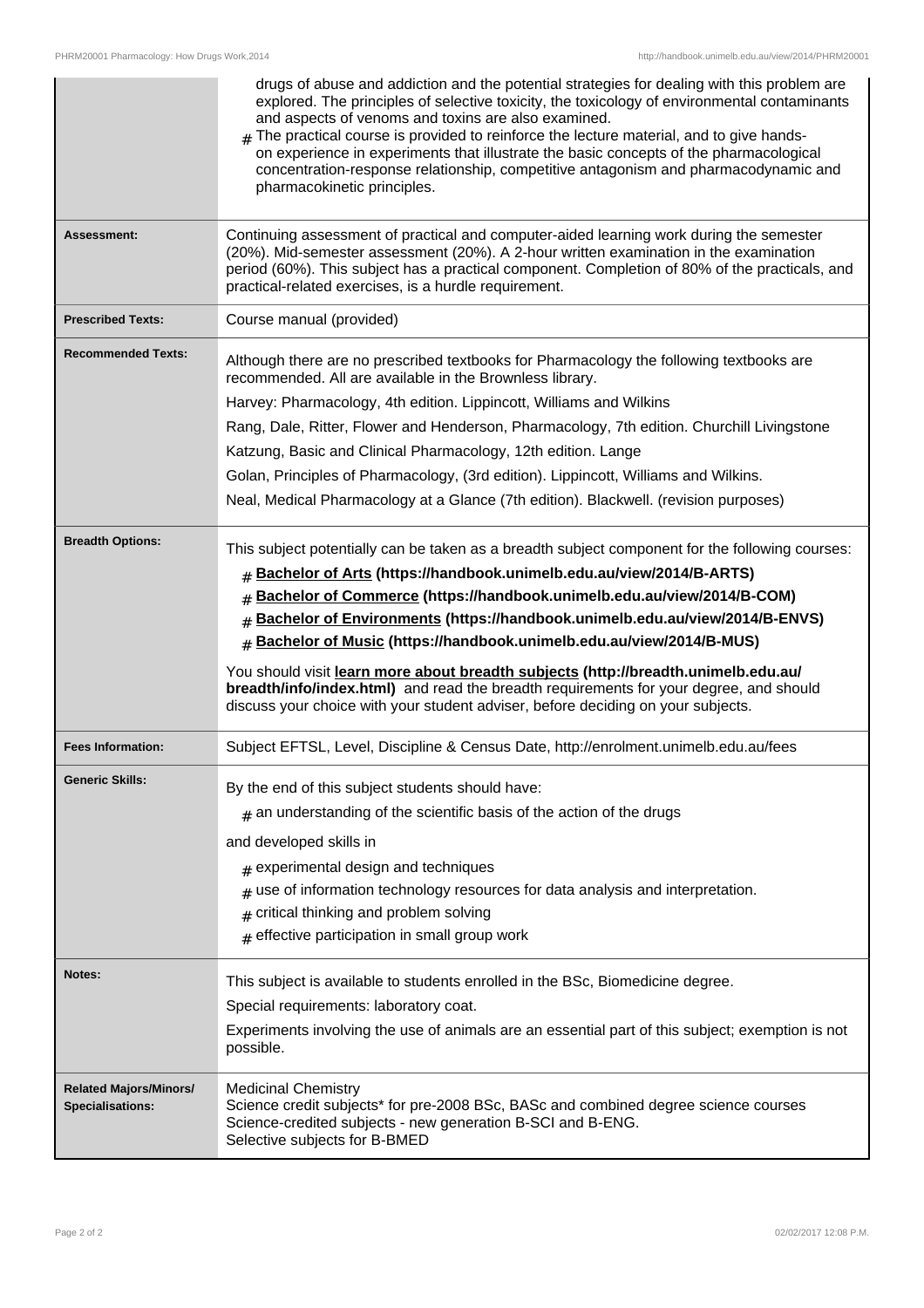| | |
|---|---|
| | drugs of abuse and addiction and the potential strategies for dealing with this problem are explored. The principles of selective toxicity, the toxicology of environmental contaminants and aspects of venoms and toxins are also examined.<br># The practical course is provided to reinforce the lecture material, and to give hands-on experience in experiments that illustrate the basic concepts of the pharmacological concentration-response relationship, competitive antagonism and pharmacodynamic and pharmacokinetic principles. |
| **Assessment:** | Continuing assessment of practical and computer-aided learning work during the semester (20%). Mid-semester assessment (20%). A 2-hour written examination in the examination period (60%). This subject has a practical component. Completion of 80% of the practicals, and practical-related exercises, is a hurdle requirement. |
| **Prescribed Texts:** | Course manual (provided) |
| **Recommended Texts:** | Although there are no prescribed textbooks for Pharmacology the following textbooks are recommended. All are available in the Brownless library.<br>Harvey: Pharmacology, 4th edition. Lippincott, Williams and Wilkins<br>Rang, Dale, Ritter, Flower and Henderson, Pharmacology, 7th edition. Churchill Livingstone<br>Katzung, Basic and Clinical Pharmacology, 12th edition. Lange<br>Golan, Principles of Pharmacology, (3rd edition). Lippincott, Williams and Wilkins.<br>Neal, Medical Pharmacology at a Glance (7th edition). Blackwell. (revision purposes) |
| **Breadth Options:** | This subject potentially can be taken as a breadth subject component for the following courses:<br># **Bachelor of Arts (https://handbook.unimelb.edu.au/view/2014/B-ARTS)**<br># **Bachelor of Commerce (https://handbook.unimelb.edu.au/view/2014/B-COM)**<br># **Bachelor of Environments (https://handbook.unimelb.edu.au/view/2014/B-ENVS)**<br># **Bachelor of Music (https://handbook.unimelb.edu.au/view/2014/B-MUS)**<br>You should visit **learn more about breadth subjects (http://breadth.unimelb.edu.au/breadth/info/index.html)** and read the breadth requirements for your degree, and should discuss your choice with your student adviser, before deciding on your subjects. |
| **Fees Information:** | Subject EFTSL, Level, Discipline & Census Date, http://enrolment.unimelb.edu.au/fees |
| **Generic Skills:** | By the end of this subject students should have:<br># an understanding of the scientific basis of the action of the drugs<br>and developed skills in<br># experimental design and techniques<br># use of information technology resources for data analysis and interpretation.<br># critical thinking and problem solving<br># effective participation in small group work |
| **Notes:** | This subject is available to students enrolled in the BSc, Biomedicine degree.<br>Special requirements: laboratory coat.<br>Experiments involving the use of animals are an essential part of this subject; exemption is not possible. |
| **Related Majors/Minors/ Specialisations:** | Medicinal Chemistry<br>Science credit subjects* for pre-2008 BSc, BASc and combined degree science courses<br>Science-credited subjects - new generation B-SCI and B-ENG.<br>Selective subjects for B-BMED |